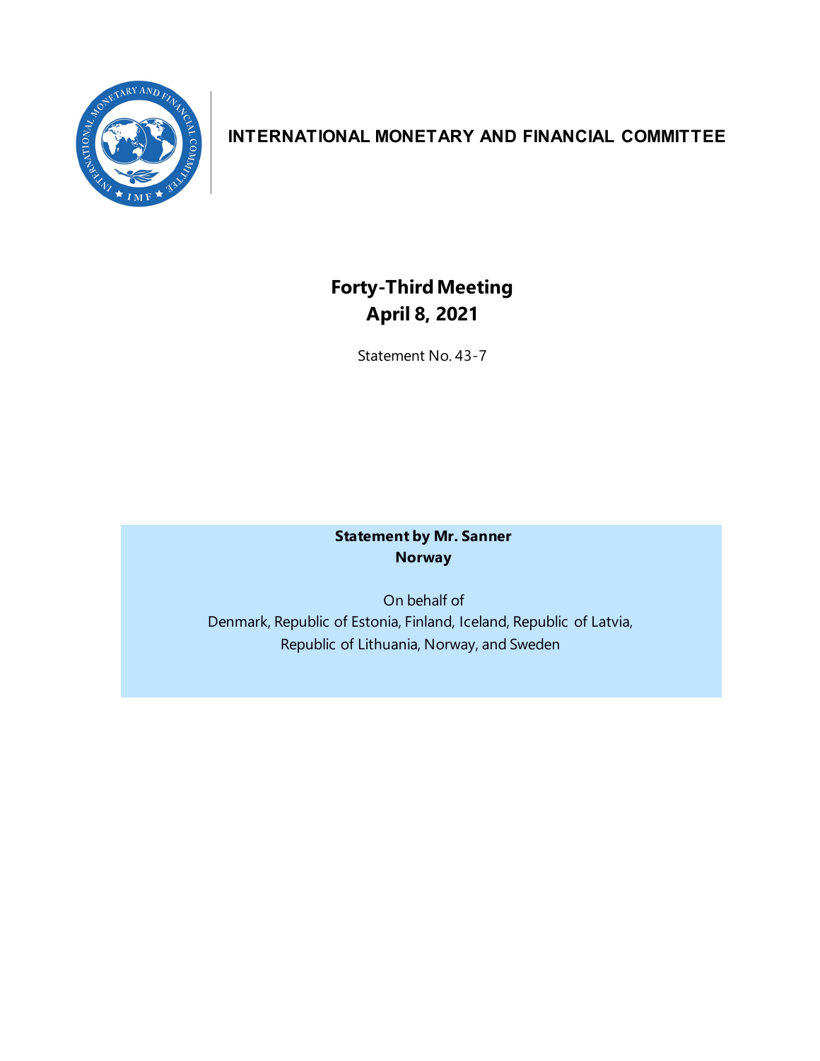# INTERNATIONAL MONETARY AND FINANCIAL COMMITTEE

## Forty-Third Meeting
## April 8, 2021

Statement No. 43-7

**Statement by Mr. Sanner**
**Norway**

On behalf of
Denmark, Republic of Estonia, Finland, Iceland, Republic of Latvia,
Republic of Lithuania, Norway, and Sweden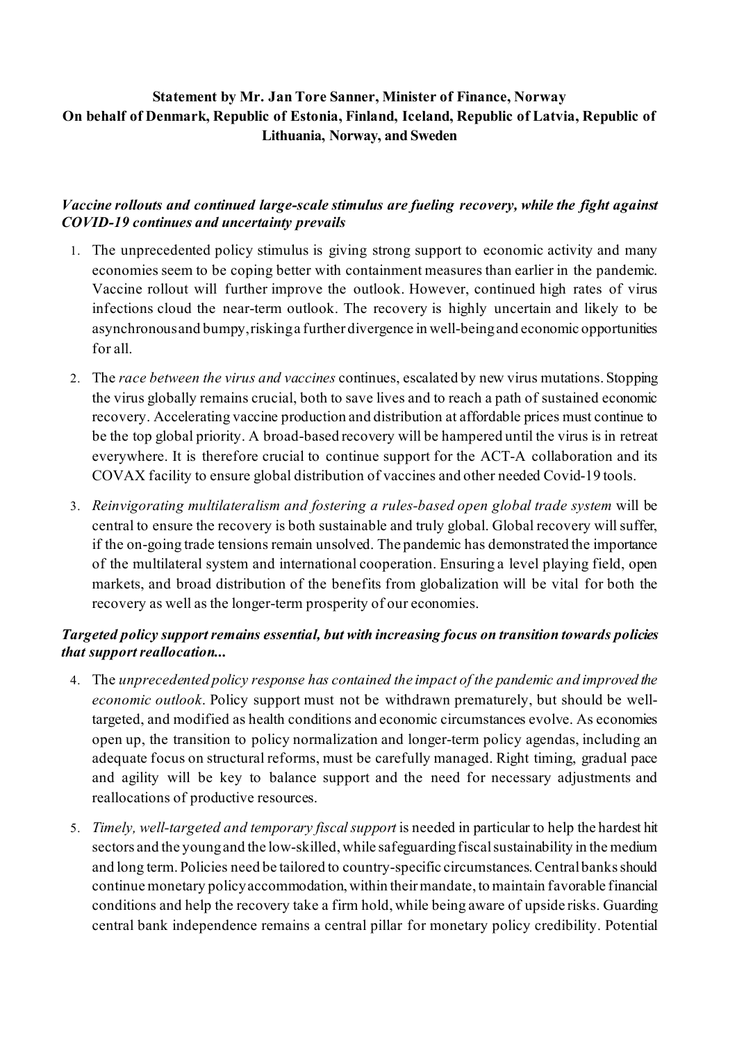**Statement by Mr. Jan Tore Sanner, Minister of Finance, Norway**
**On behalf of Denmark, Republic of Estonia, Finland, Iceland, Republic of Latvia, Republic of Lithuania, Norway, and Sweden**

### *Vaccine rollouts and continued large-scale stimulus are fueling recovery, while the fight against COVID-19 continues and uncertainty prevails*

1. The unprecedented policy stimulus is giving strong support to economic activity and many economies seem to be coping better with containment measures than earlier in the pandemic. Vaccine rollout will further improve the outlook. However, continued high rates of virus infections cloud the near-term outlook. The recovery is highly uncertain and likely to be asynchronous and bumpy, risking a further divergence in well-being and economic opportunities for all.

2. The *race between the virus and vaccines* continues, escalated by new virus mutations. Stopping the virus globally remains crucial, both to save lives and to reach a path of sustained economic recovery. Accelerating vaccine production and distribution at affordable prices must continue to be the top global priority. A broad-based recovery will be hampered until the virus is in retreat everywhere. It is therefore crucial to continue support for the ACT-A collaboration and its COVAX facility to ensure global distribution of vaccines and other needed Covid-19 tools.

3. *Reinvigorating multilateralism and fostering a rules-based open global trade system* will be central to ensure the recovery is both sustainable and truly global. Global recovery will suffer, if the on-going trade tensions remain unsolved. The pandemic has demonstrated the importance of the multilateral system and international cooperation. Ensuring a level playing field, open markets, and broad distribution of the benefits from globalization will be vital for both the recovery as well as the longer-term prosperity of our economies.

### *Targeted policy support remains essential, but with increasing focus on transition towards policies that support reallocation...*

4. The *unprecedented policy response has contained the impact of the pandemic and improved the economic outlook*. Policy support must not be withdrawn prematurely, but should be well-targeted, and modified as health conditions and economic circumstances evolve. As economies open up, the transition to policy normalization and longer-term policy agendas, including an adequate focus on structural reforms, must be carefully managed. Right timing, gradual pace and agility will be key to balance support and the need for necessary adjustments and reallocations of productive resources.

5. *Timely, well-targeted and temporary fiscal support* is needed in particular to help the hardest hit sectors and the young and the low-skilled, while safeguarding fiscal sustainability in the medium and long term. Policies need be tailored to country-specific circumstances. Central banks should continue monetary policy accommodation, within their mandate, to maintain favorable financial conditions and help the recovery take a firm hold, while being aware of upside risks. Guarding central bank independence remains a central pillar for monetary policy credibility. Potential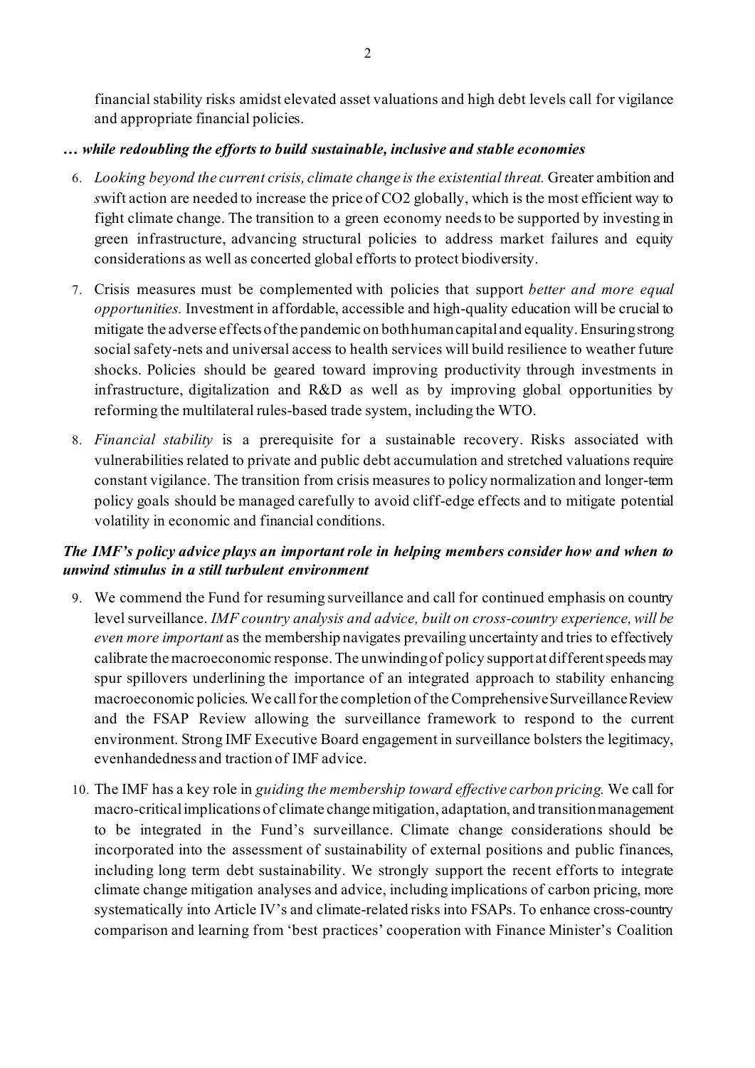financial stability risks amidst elevated asset valuations and high debt levels call for vigilance and appropriate financial policies.

### *… while redoubling the efforts to build sustainable, inclusive and stable economies*

6. *Looking beyond the current crisis, climate change is the existential threat.* Greater ambition and swift action are needed to increase the price of $CO_2$ globally, which is the most efficient way to fight climate change. The transition to a green economy needs to be supported by investing in green infrastructure, advancing structural policies to address market failures and equity considerations as well as concerted global efforts to protect biodiversity.

7. Crisis measures must be complemented with policies that support *better and more equal opportunities.* Investment in affordable, accessible and high-quality education will be crucial to mitigate the adverse effects of the pandemic on both human capital and equality. Ensuring strong social safety-nets and universal access to health services will build resilience to weather future shocks. Policies should be geared toward improving productivity through investments in infrastructure, digitalization and R&D as well as by improving global opportunities by reforming the multilateral rules-based trade system, including the WTO.

8. *Financial stability* is a prerequisite for a sustainable recovery. Risks associated with vulnerabilities related to private and public debt accumulation and stretched valuations require constant vigilance. The transition from crisis measures to policy normalization and longer-term policy goals should be managed carefully to avoid cliff-edge effects and to mitigate potential volatility in economic and financial conditions.

### *The IMF's policy advice plays an important role in helping members consider how and when to unwind stimulus in a still turbulent environment*

9. We commend the Fund for resuming surveillance and call for continued emphasis on country level surveillance. *IMF country analysis and advice, built on cross-country experience, will be even more important* as the membership navigates prevailing uncertainty and tries to effectively calibrate the macroeconomic response. The unwinding of policy support at different speeds may spur spillovers underlining the importance of an integrated approach to stability enhancing macroeconomic policies. We call for the completion of the Comprehensive Surveillance Review and the FSAP Review allowing the surveillance framework to respond to the current environment. Strong IMF Executive Board engagement in surveillance bolsters the legitimacy, evenhandedness and traction of IMF advice.

10. The IMF has a key role in *guiding the membership toward effective carbon pricing.* We call for macro-critical implications of climate change mitigation, adaptation, and transition management to be integrated in the Fund's surveillance. Climate change considerations should be incorporated into the assessment of sustainability of external positions and public finances, including long term debt sustainability. We strongly support the recent efforts to integrate climate change mitigation analyses and advice, including implications of carbon pricing, more systematically into Article IV's and climate-related risks into FSAPs. To enhance cross-country comparison and learning from 'best practices' cooperation with Finance Minister's Coalition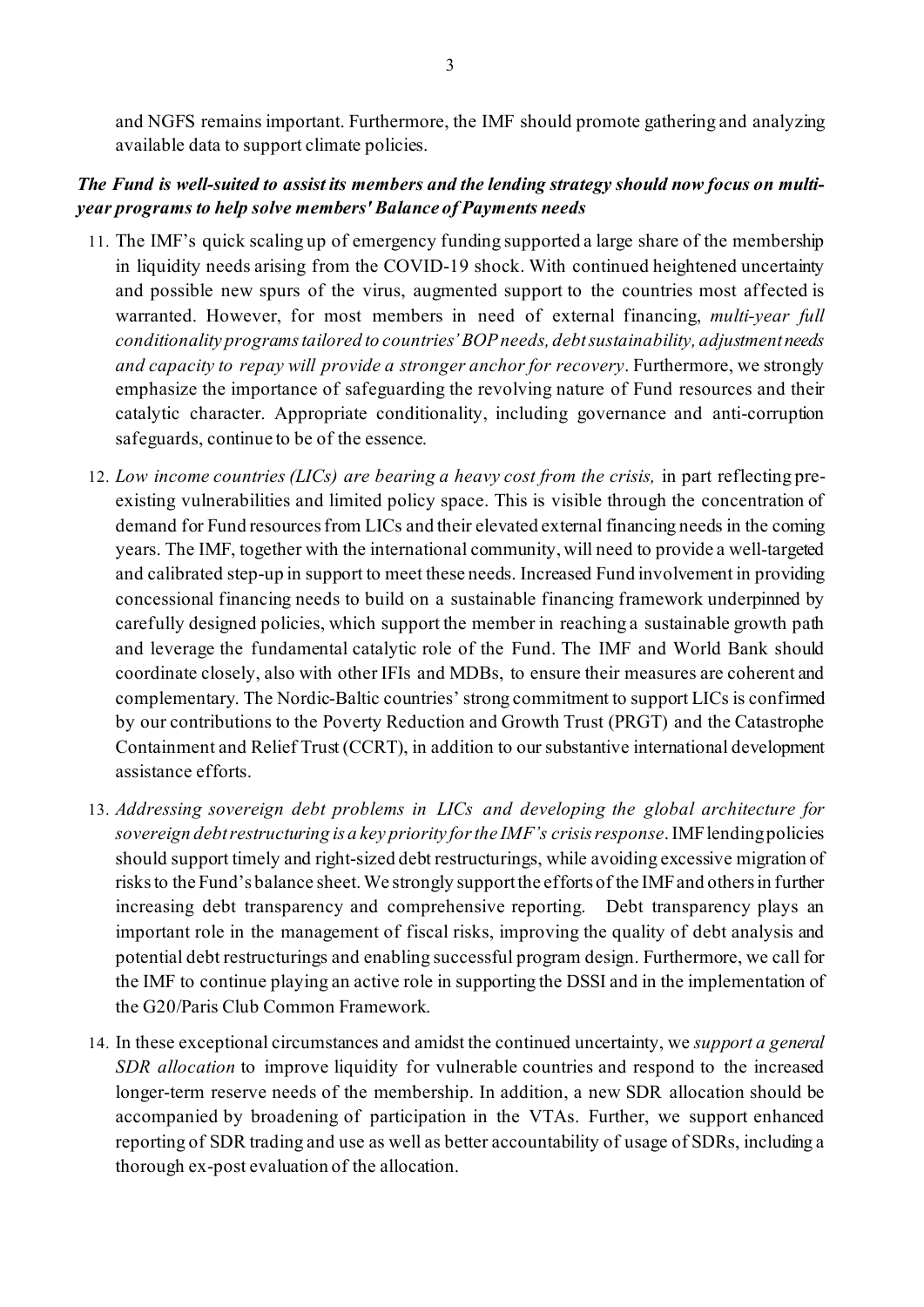and NGFS remains important. Furthermore, the IMF should promote gathering and analyzing available data to support climate policies.

***The Fund is well-suited to assist its members and the lending strategy should now focus on multi-year programs to help solve members' Balance of Payments needs***

11. The IMF's quick scaling up of emergency funding supported a large share of the membership in liquidity needs arising from the COVID-19 shock. With continued heightened uncertainty and possible new spurs of the virus, augmented support to the countries most affected is warranted. However, for most members in need of external financing, *multi-year full conditionality programs tailored to countries' BOP needs, debt sustainability, adjustment needs and capacity to repay will provide a stronger anchor for recovery*. Furthermore, we strongly emphasize the importance of safeguarding the revolving nature of Fund resources and their catalytic character. Appropriate conditionality, including governance and anti-corruption safeguards, continue to be of the essence.

12. *Low income countries (LICs) are bearing a heavy cost from the crisis,* in part reflecting pre-existing vulnerabilities and limited policy space. This is visible through the concentration of demand for Fund resources from LICs and their elevated external financing needs in the coming years. The IMF, together with the international community, will need to provide a well-targeted and calibrated step-up in support to meet these needs. Increased Fund involvement in providing concessional financing needs to build on a sustainable financing framework underpinned by carefully designed policies, which support the member in reaching a sustainable growth path and leverage the fundamental catalytic role of the Fund. The IMF and World Bank should coordinate closely, also with other IFIs and MDBs, to ensure their measures are coherent and complementary. The Nordic-Baltic countries' strong commitment to support LICs is confirmed by our contributions to the Poverty Reduction and Growth Trust (PRGT) and the Catastrophe Containment and Relief Trust (CCRT), in addition to our substantive international development assistance efforts.

13. *Addressing sovereign debt problems in LICs and developing the global architecture for sovereign debt restructuring is a key priority for the IMF's crisis response*. IMF lending policies should support timely and right-sized debt restructurings, while avoiding excessive migration of risks to the Fund's balance sheet. We strongly support the efforts of the IMF and others in further increasing debt transparency and comprehensive reporting. Debt transparency plays an important role in the management of fiscal risks, improving the quality of debt analysis and potential debt restructurings and enabling successful program design. Furthermore, we call for the IMF to continue playing an active role in supporting the DSSI and in the implementation of the G20/Paris Club Common Framework.

14. In these exceptional circumstances and amidst the continued uncertainty, we *support a general SDR allocation* to improve liquidity for vulnerable countries and respond to the increased longer-term reserve needs of the membership. In addition, a new SDR allocation should be accompanied by broadening of participation in the VTAs. Further, we support enhanced reporting of SDR trading and use as well as better accountability of usage of SDRs, including a thorough ex-post evaluation of the allocation.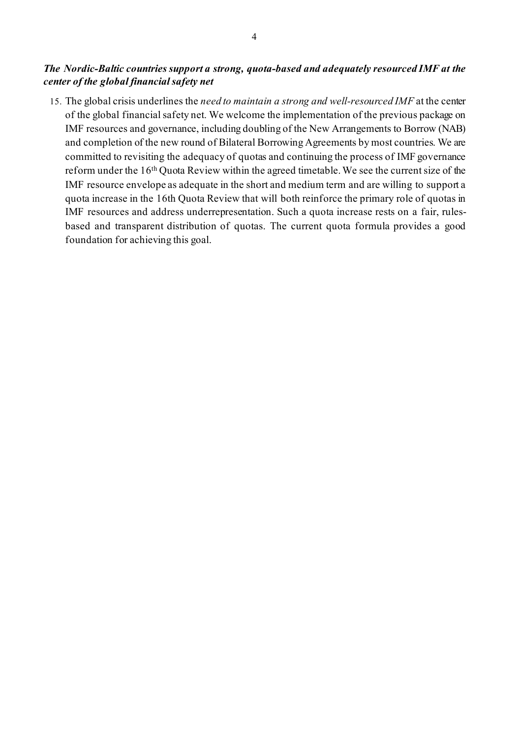***The Nordic-Baltic countries support a strong, quota-based and adequately resourced IMF at the center of the global financial safety net***

15. The global crisis underlines the *need to maintain a strong and well-resourced IMF* at the center of the global financial safety net. We welcome the implementation of the previous package on IMF resources and governance, including doubling of the New Arrangements to Borrow (NAB) and completion of the new round of Bilateral Borrowing Agreements by most countries. We are committed to revisiting the adequacy of quotas and continuing the process of IMF governance reform under the 16th Quota Review within the agreed timetable. We see the current size of the IMF resource envelope as adequate in the short and medium term and are willing to support a quota increase in the 16th Quota Review that will both reinforce the primary role of quotas in IMF resources and address underrepresentation. Such a quota increase rests on a fair, rules-based and transparent distribution of quotas. The current quota formula provides a good foundation for achieving this goal.